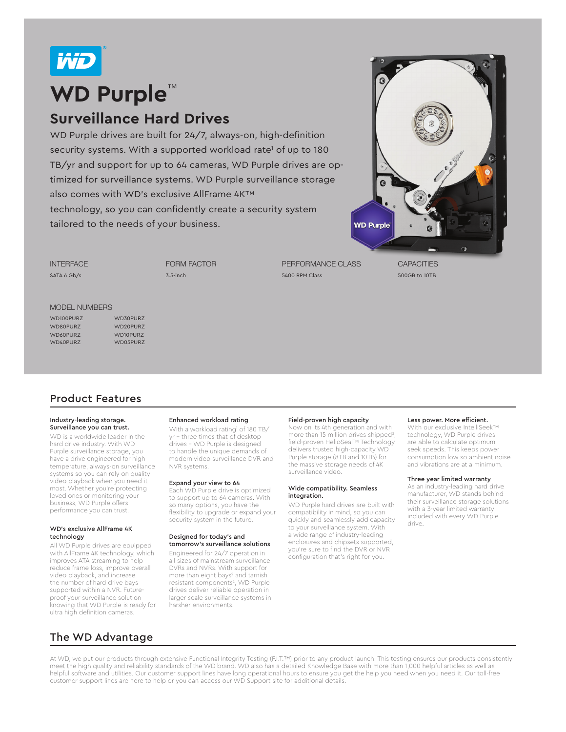# WD Purple™

## Surveillance Hard Drives

WD Purple drives are built for 24/7, always-on, high-definition security systems. With a supported workload rate[1] of up to 180 TB/yr and support for up to 64 cameras, WD Purple drives are optimized for surveillance systems. WD Purple surveillance storage also comes with WD's exclusive AllFrame 4K™ technology, so you can confidently create a security system tailored to the needs of your business.

| INTERFACE | FORM FACTOR | PERFORMANCE CLASS | CAPACITIES |
| --- | --- | --- | --- |
| SATA 6 Gb/s | 3.5-inch | 5400 RPM Class | 500GB to 10TB |

**MODEL NUMBERS**

| | |
| --- | --- |
| WD100PURZ | WD30PURZ |
| WD80PURZ | WD20PURZ |
| WD60PURZ | WD10PURZ |
| WD40PURZ | WD05PURZ |

## Product Features

**Industry-leading storage. Surveillance you can trust.**
WD is a worldwide leader in the hard drive industry. With WD Purple surveillance storage, you have a drive engineered for high temperature, always-on surveillance systems so you can rely on quality video playback when you need it most. Whether you're protecting loved ones or monitoring your business, WD Purple offers performance you can trust.

**WD's exclusive AllFrame 4K technology**
All WD Purple drives are equipped with AllFrame 4K technology, which improves ATA streaming to help reduce frame loss, improve overall video playback, and increase the number of hard drive bays supported within a NVR. Future-proof your surveillance solution knowing that WD Purple is ready for ultra high definition cameras.

**Enhanced workload rating**
With a workload rating[1] of 180 TB/yr – three times that of desktop drives – WD Purple is designed to handle the unique demands of modern video surveillance DVR and NVR systems.

**Expand your view to 64**
Each WD Purple drive is optimized to support up to 64 cameras. With so many options, you have the flexibility to upgrade or expand your security system in the future.

**Designed for today's and tomorrow's surveillance solutions**
Engineered for 24/7 operation in all sizes of mainstream surveillance DVRs and NVRs. With support for more than eight bays[2] and tarnish resistant components[2], WD Purple drives deliver reliable operation in larger scale surveillance systems in harsher environments.

**Field-proven high capacity**
Now on its 4th generation and with more than 15 million drives shipped[3], field-proven HelioSeal™ Technology delivers trusted high-capacity WD Purple storage (8TB and 10TB) for the massive storage needs of 4K surveillance video.

**Wide compatibility. Seamless integration.**
WD Purple hard drives are built with compatibility in mind, so you can quickly and seamlessly add capacity to your surveillance system. With a wide range of industry-leading enclosures and chipsets supported, you're sure to find the DVR or NVR configuration that's right for you.

**Less power. More efficient.**
With our exclusive IntelliSeek™ technology, WD Purple drives are able to calculate optimum seek speeds. This keeps power consumption low so ambient noise and vibrations are at a minimum.

**Three year limited warranty**
As an industry-leading hard drive manufacturer, WD stands behind their surveillance storage solutions with a 3-year limited warranty included with every WD Purple drive.

## The WD Advantage

At WD, we put our products through extensive Functional Integrity Testing (F.I.T.™) prior to any product launch. This testing ensures our products consistently meet the high quality and reliability standards of the WD brand. WD also has a detailed Knowledge Base with more than 1,000 helpful articles as well as helpful software and utilities. Our customer support lines have long operational hours to ensure you get the help you need when you need it. Our toll-free customer support lines are here to help or you can access our WD Support site for additional details.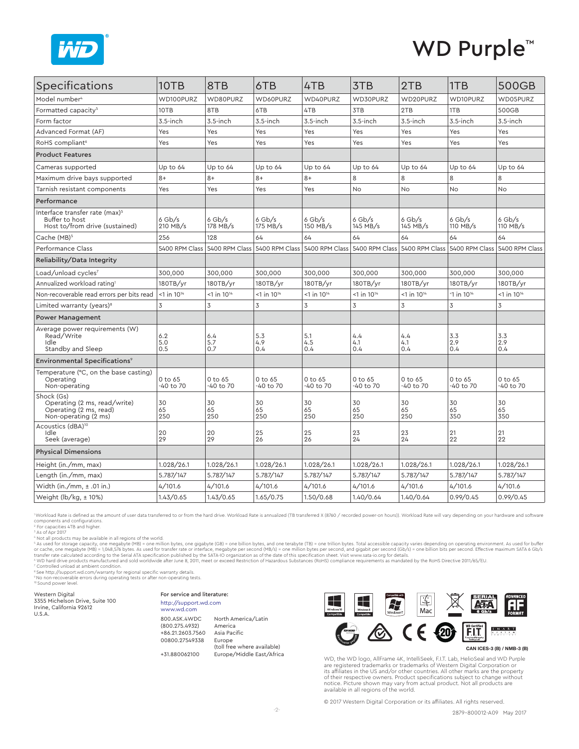# WD Purple™

| Specifications | 10TB | 8TB | 6TB | 4TB | 3TB | 2TB | 1TB | 500GB |
|---|---|---|---|---|---|---|---|---|
| Model number[4] | WD100PURZ | WD80PURZ | WD60PURZ | WD40PURZ | WD30PURZ | WD20PURZ | WD10PURZ | WD05PURZ |
| Formatted capacity[5] | 10TB | 8TB | 6TB | 4TB | 3TB | 2TB | 1TB | 500GB |
| Form factor | 3.5-inch | 3.5-inch | 3.5-inch | 3.5-inch | 3.5-inch | 3.5-inch | 3.5-inch | 3.5-inch |
| Advanced Format (AF) | Yes | Yes | Yes | Yes | Yes | Yes | Yes | Yes |
| RoHS compliant[6] | Yes | Yes | Yes | Yes | Yes | Yes | Yes | Yes |
| **Product Features** | | | | | | | | |
| Cameras supported | Up to 64 | Up to 64 | Up to 64 | Up to 64 | Up to 64 | Up to 64 | Up to 64 | Up to 64 |
| Maximum drive bays supported | 8+ | 8+ | 8+ | 8+ | 8 | 8 | 8 | 8 |
| Tarnish resistant components | Yes | Yes | Yes | Yes | No | No | No | No |
| **Performance** | | | | | | | | |
| Interface transfer rate (max)[5] Buffer to host Host to/from drive (sustained) | 6 Gb/s 210 MB/s | 6 Gb/s 178 MB/s | 6 Gb/s 175 MB/s | 6 Gb/s 150 MB/s | 6 Gb/s 145 MB/s | 6 Gb/s 145 MB/s | 6 Gb/s 110 MB/s | 6 Gb/s 110 MB/s |
| Cache (MB)[5] | 256 | 128 | 64 | 64 | 64 | 64 | 64 | 64 |
| Performance Class | 5400 RPM Class | 5400 RPM Class | 5400 RPM Class | 5400 RPM Class | 5400 RPM Class | 5400 RPM Class | 5400 RPM Class | 5400 RPM Class |
| **Reliability/Data Integrity** | | | | | | | | |
| Load/unload cycles[7] | 300,000 | 300,000 | 300,000 | 300,000 | 300,000 | 300,000 | 300,000 | 300,000 |
| Annualized workload rating[1] | 180TB/yr | 180TB/yr | 180TB/yr | 180TB/yr | 180TB/yr | 180TB/yr | 180TB/yr | 180TB/yr |
| Non-recoverable read errors per bits read | <1 in $10^{14}$ | <1 in $10^{14}$ | <1 in $10^{14}$ | <1 in $10^{14}$ | <1 in $10^{14}$ | <1 in $10^{14}$ | <1 in $10^{14}$ | <1 in $10^{14}$ |
| Limited warranty (years)[8] | 3 | 3 | 3 | 3 | 3 | 3 | 3 | 3 |
| **Power Management** | | | | | | | | |
| Average power requirements (W) Read/Write Idle Standby and Sleep | 6.2 5.0 0.5 | 6.4 5.7 0.7 | 5.3 4.9 0.4 | 5.1 4.5 0.4 | 4.4 4.1 0.4 | 4.4 4.1 0.4 | 3.3 2.9 0.4 | 3.3 2.9 0.4 |
| **Environmental Specifications[9]** | | | | | | | | |
| Temperature (°C, on the base casting) Operating Non-operating | 0 to 65 -40 to 70 | 0 to 65 -40 to 70 | 0 to 65 -40 to 70 | 0 to 65 -40 to 70 | 0 to 65 -40 to 70 | 0 to 65 -40 to 70 | 0 to 65 -40 to 70 | 0 to 65 -40 to 70 |
| Shock (Gs) Operating (2 ms, read/write) Operating (2 ms, read) Non-operating (2 ms) | 30 65 250 | 30 65 250 | 30 65 250 | 30 65 250 | 30 65 250 | 30 65 250 | 30 65 350 | 30 65 350 |
| Acoustics (dBA)[10] Idle Seek (average) | 20 29 | 20 29 | 25 26 | 25 26 | 23 24 | 23 24 | 21 22 | 21 22 |
| **Physical Dimensions** | | | | | | | | |
| Height (in./mm, max) | 1.028/26.1 | 1.028/26.1 | 1.028/26.1 | 1.028/26.1 | 1.028/26.1 | 1.028/26.1 | 1.028/26.1 | 1.028/26.1 |
| Length (in./mm, max) | 5.787/147 | 5.787/147 | 5.787/147 | 5.787/147 | 5.787/147 | 5.787/147 | 5.787/147 | 5.787/147 |
| Width (in./mm, ± .01 in.) | 4/101.6 | 4/101.6 | 4/101.6 | 4/101.6 | 4/101.6 | 4/101.6 | 4/101.6 | 4/101.6 |
| Weight (lb/kg, ± 10%) | 1.43/0.65 | 1.43/0.65 | 1.65/0.75 | 1.50/0.68 | 1.40/0.64 | 1.40/0.64 | 0.99/0.45 | 0.99/0.45 |

[1] Workload Rate is defined as the amount of user data transferred to or from the hard drive. Workload Rate is annualized (TB transferred X (8760 / recorded power-on hours)). Workload Rate will vary depending on your hardware and software components and configurations.
[2] For capacities 4TB and higher.
[3] As of Apr 2017
[4] Not all products may be available in all regions of the world.
[5] As used for storage capacity, one megabyte (MB) = one million bytes, one gigabyte (GB) = one billion bytes, and one terabyte (TB) = one trillion bytes. Total accessible capacity varies depending on operating environment. As used for buffer or cache, one megabyte (MB) = 1,048,576 bytes. As used for transfer rate or interface, megabyte per second (MB/s) = one million bytes per second, and gigabit per second (Gb/s) = one billion bits per second. Effective maximum SATA 6 Gb/s transfer rate calculated according to the Serial ATA specification published by the SATA-IO organization as of the date of this specification sheet. Visit www.sata-io.org for details.
[6] WD hard drive products manufactured and sold worldwide after June 8, 2011, meet or exceed Restriction of Hazardous Substances (RoHS) compliance requirements as mandated by the RoHS Directive 2011/65/EU.
[7] Controlled unload at ambient condition.
[8] See http://support.wd.com/warranty for regional specific warranty details.
[9] No non-recoverable errors during operating tests or after non-operating tests.
[10] Sound power level.

Western Digital
3355 Michelson Drive, Suite 100
Irvine, California 92612
U.S.A.

For service and literature:
http://support.wd.com
www.wd.com

| | |
|---|---|
| 800.ASK.4WDC (800.275.4932) | North America/Latin America |
| +86.21.2603.7560 | Asia Pacific |
| 00800.27549338 | Europe (toll free where available) |
| +31.880062100 | Europe/Middle East/Africa |

CAN ICES-3 (B) / NMB-3 (B)

WD, the WD logo, AllFrame 4K, IntelliSeek, F.I.T. Lab, HelioSeal and WD Purple are registered trademarks or trademarks of Western Digital Corporation or its affiliates in the US and/or other countries. All other marks are the property of their respective owners. Product specifications subject to change without notice. Picture shown may vary from actual product. Not all products are available in all regions of the world.

© 2017 Western Digital Corporation or its affiliates. All rights reserved.

2879-800012-A09 May 2017